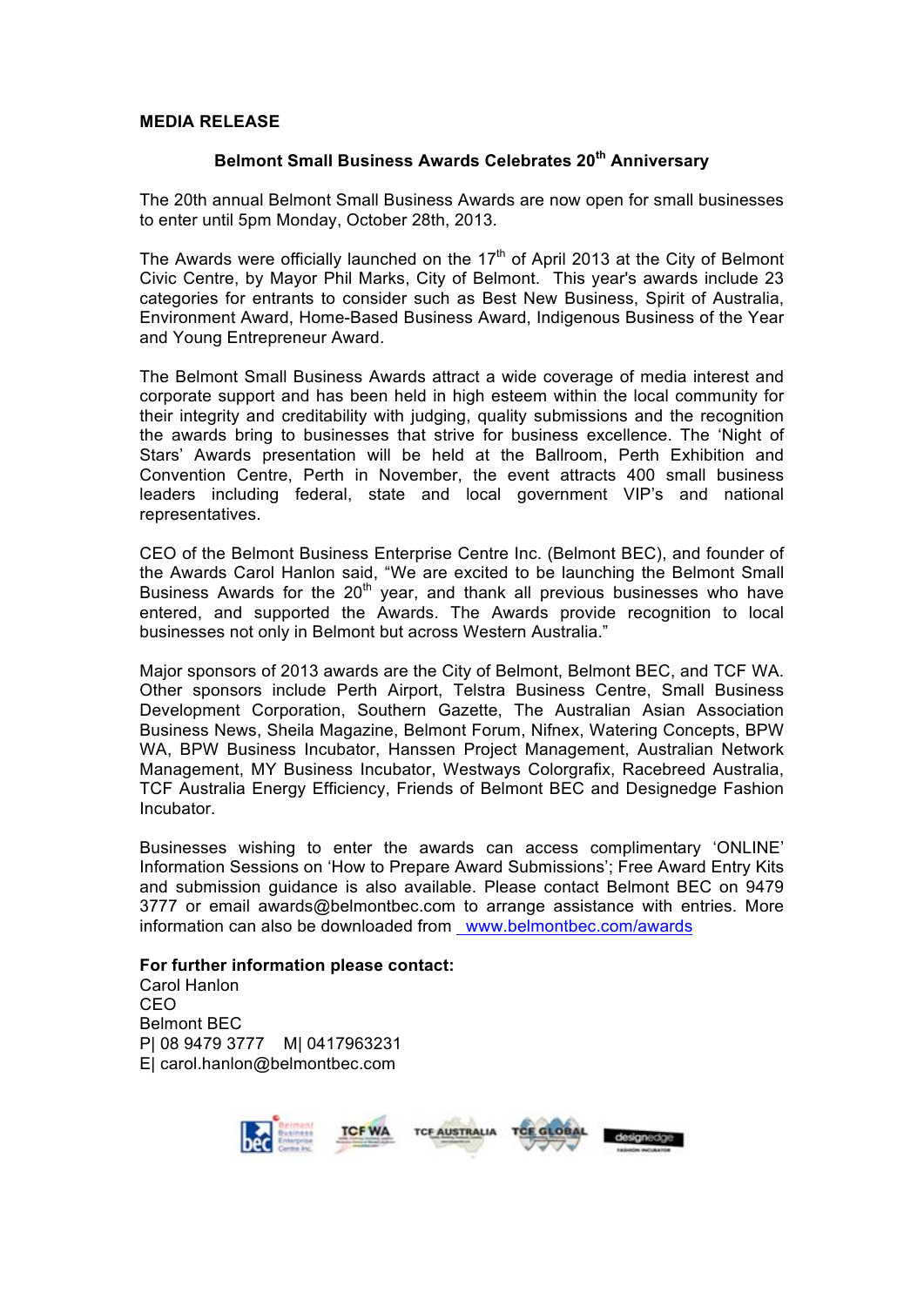**MEDIA RELEASE**

**Belmont Small Business Awards Celebrates 20th Anniversary**

The 20th annual Belmont Small Business Awards are now open for small businesses to enter until 5pm Monday, October 28th, 2013.

The Awards were officially launched on the 17th of April 2013 at the City of Belmont Civic Centre, by Mayor Phil Marks, City of Belmont. This year's awards include 23 categories for entrants to consider such as Best New Business, Spirit of Australia, Environment Award, Home-Based Business Award, Indigenous Business of the Year and Young Entrepreneur Award.

The Belmont Small Business Awards attract a wide coverage of media interest and corporate support and has been held in high esteem within the local community for their integrity and creditability with judging, quality submissions and the recognition the awards bring to businesses that strive for business excellence. The 'Night of Stars' Awards presentation will be held at the Ballroom, Perth Exhibition and Convention Centre, Perth in November, the event attracts 400 small business leaders including federal, state and local government VIP's and national representatives.

CEO of the Belmont Business Enterprise Centre Inc. (Belmont BEC), and founder of the Awards Carol Hanlon said, "We are excited to be launching the Belmont Small Business Awards for the 20th year, and thank all previous businesses who have entered, and supported the Awards. The Awards provide recognition to local businesses not only in Belmont but across Western Australia."

Major sponsors of 2013 awards are the City of Belmont, Belmont BEC, and TCF WA. Other sponsors include Perth Airport, Telstra Business Centre, Small Business Development Corporation, Southern Gazette, The Australian Asian Association Business News, Sheila Magazine, Belmont Forum, Nifnex, Watering Concepts, BPW WA, BPW Business Incubator, Hanssen Project Management, Australian Network Management, MY Business Incubator, Westways Colorgrafix, Racebreed Australia, TCF Australia Energy Efficiency, Friends of Belmont BEC and Designedge Fashion Incubator.

Businesses wishing to enter the awards can access complimentary 'ONLINE' Information Sessions on 'How to Prepare Award Submissions'; Free Award Entry Kits and submission guidance is also available. Please contact Belmont BEC on 9479 3777 or email awards@belmontbec.com to arrange assistance with entries. More information can also be downloaded from www.belmontbec.com/awards

**For further information please contact:**
Carol Hanlon
CEO
Belmont BEC
P| 08 9479 3777 M| 0417963231
E| carol.hanlon@belmontbec.com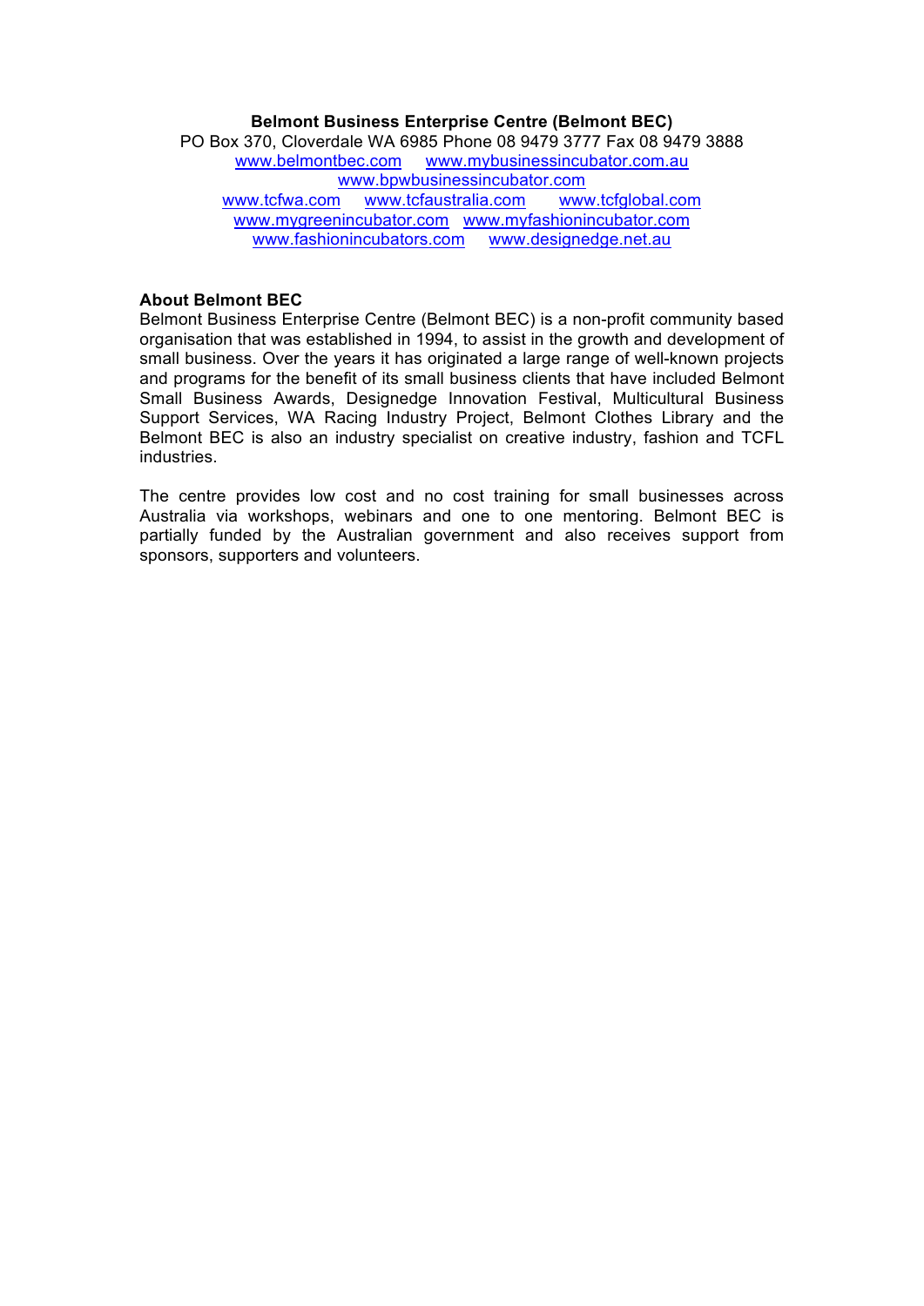**Belmont Business Enterprise Centre (Belmont BEC)**
PO Box 370, Cloverdale WA 6985 Phone 08 9479 3777 Fax 08 9479 3888
www.belmontbec.com www.mybusinessincubator.com.au
www.bpwbusinessincubator.com
www.tcfwa.com www.tcfaustralia.com www.tcfglobal.com
www.mygreenincubator.com www.myfashionincubator.com
www.fashionincubators.com www.designedge.net.au

**About Belmont BEC**
Belmont Business Enterprise Centre (Belmont BEC) is a non-profit community based organisation that was established in 1994, to assist in the growth and development of small business. Over the years it has originated a large range of well-known projects and programs for the benefit of its small business clients that have included Belmont Small Business Awards, Designedge Innovation Festival, Multicultural Business Support Services, WA Racing Industry Project, Belmont Clothes Library and the Belmont BEC is also an industry specialist on creative industry, fashion and TCFL industries.

The centre provides low cost and no cost training for small businesses across Australia via workshops, webinars and one to one mentoring. Belmont BEC is partially funded by the Australian government and also receives support from sponsors, supporters and volunteers.